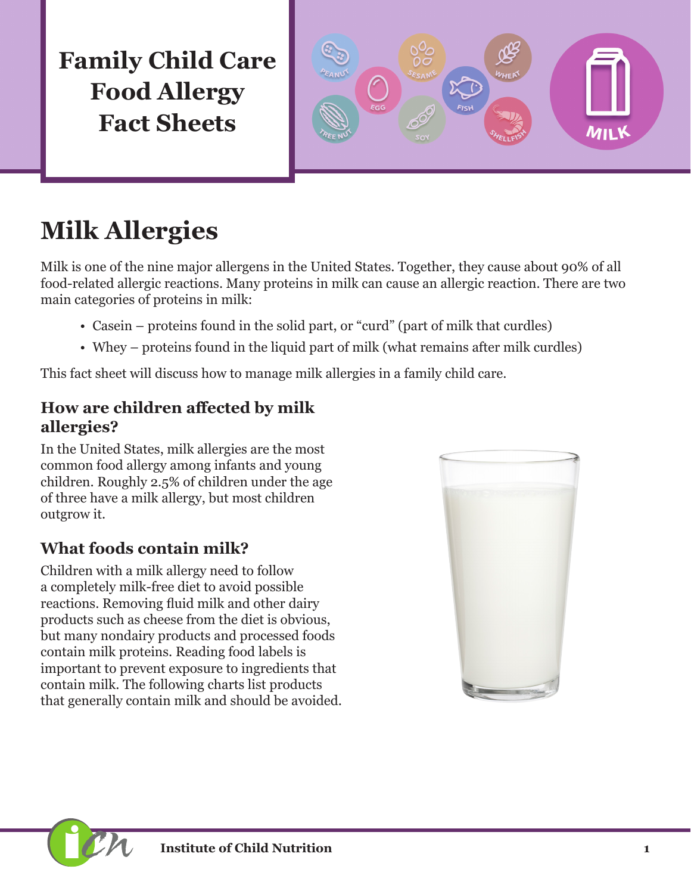# Family Child Care Food Allergy Fact Sheets

## Milk Allergies

Milk is one of the nine major allergens in the United States. Together, they cause about 90% of all food-related allergic reactions. Many proteins in milk can cause an allergic reaction. There are two main categories of proteins in milk:

- Casein – proteins found in the solid part, or "curd" (part of milk that curdles)
- Whey – proteins found in the liquid part of milk (what remains after milk curdles)

This fact sheet will discuss how to manage milk allergies in a family child care.

### How are children affected by milk allergies?

In the United States, milk allergies are the most common food allergy among infants and young children. Roughly 2.5% of children under the age of three have a milk allergy, but most children outgrow it.

### What foods contain milk?

Children with a milk allergy need to follow a completely milk-free diet to avoid possible reactions. Removing fluid milk and other dairy products such as cheese from the diet is obvious, but many nondairy products and processed foods contain milk proteins. Reading food labels is important to prevent exposure to ingredients that contain milk. The following charts list products that generally contain milk and should be avoided.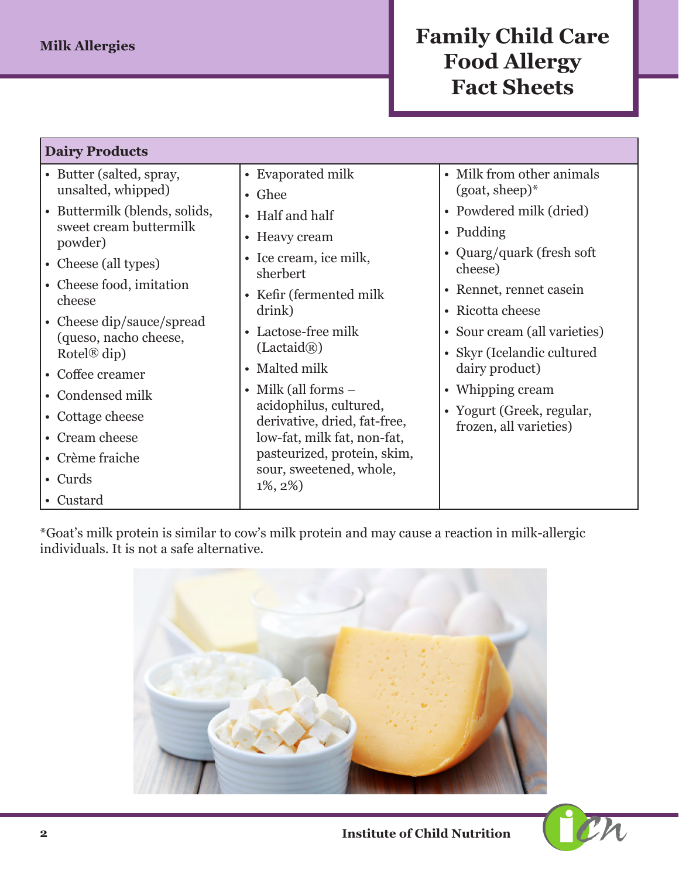## Dairy Products

- Butter (salted, spray, unsalted, whipped)
- Buttermilk (blends, solids, sweet cream buttermilk powder)
- Cheese (all types)
- Cheese food, imitation cheese
- Cheese dip/sauce/spread (queso, nacho cheese, Rotel® dip)
- Coffee creamer
- Condensed milk
- Cottage cheese
- Cream cheese
- Crème fraiche
- Curds
- Custard
- Evaporated milk
- Ghee
- Half and half
- Heavy cream
- Ice cream, ice milk, sherbert
- Kefir (fermented milk drink)
- Lactose-free milk (Lactaid®)
- Malted milk
- Milk (all forms – acidophilus, cultured, derivative, dried, fat-free, low-fat, milk fat, non-fat, pasteurized, protein, skim, sour, sweetened, whole, 1%, 2%)
- Milk from other animals (goat, sheep)*
- Powdered milk (dried)
- Pudding
- Quarg/quark (fresh soft cheese)
- Rennet, rennet casein
- Ricotta cheese
- Sour cream (all varieties)
- Skyr (Icelandic cultured dairy product)
- Whipping cream
- Yogurt (Greek, regular, frozen, all varieties)

*Goat's milk protein is similar to cow's milk protein and may cause a reaction in milk-allergic individuals. It is not a safe alternative.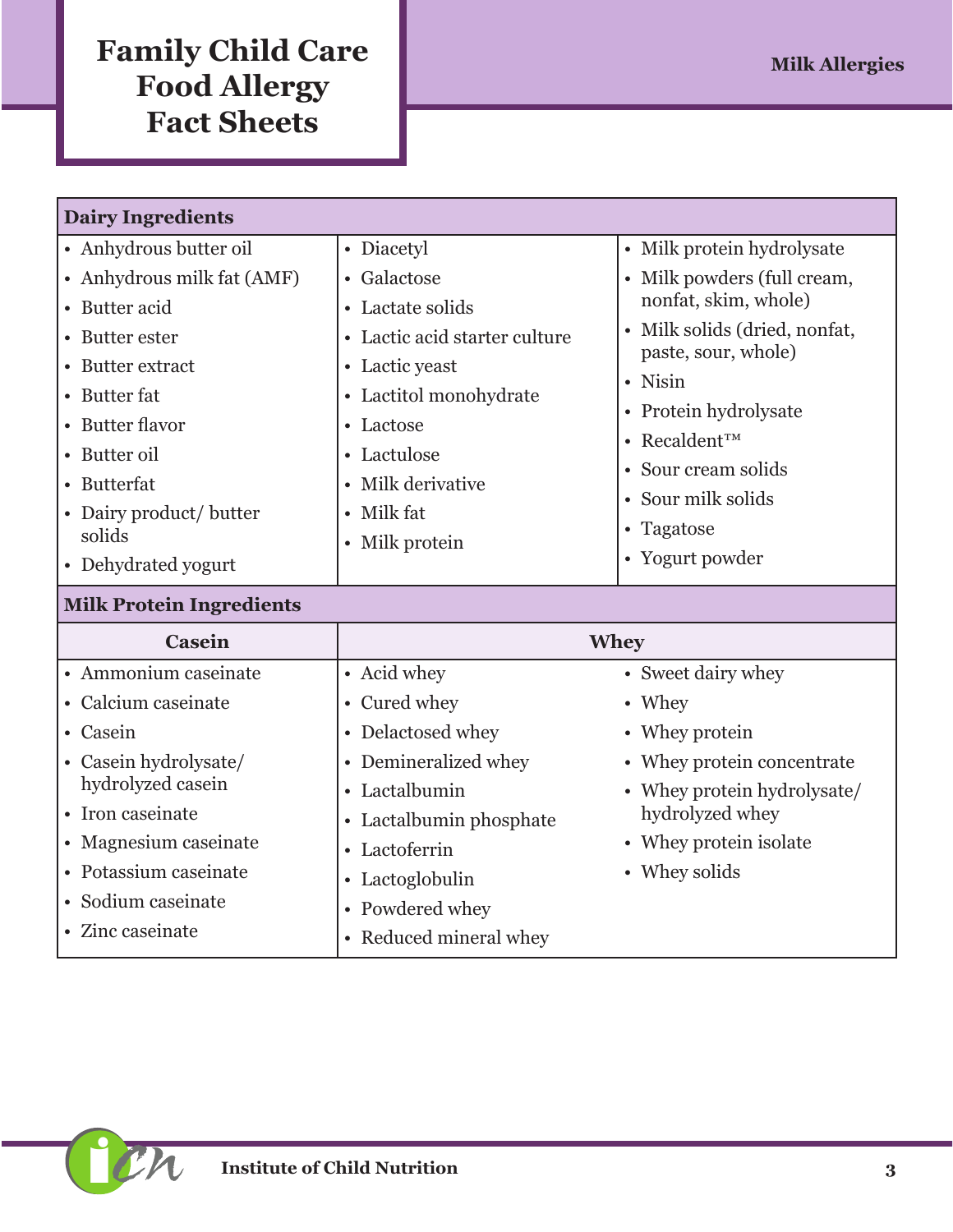## Dairy Ingredients

| | | |
|---|---|---|
| • Anhydrous butter oil<br>• Anhydrous milk fat (AMF)<br>• Butter acid<br>• Butter ester<br>• Butter extract<br>• Butter fat<br>• Butter flavor<br>• Butter oil<br>• Butterfat<br>• Dairy product/ butter solids<br>• Dehydrated yogurt | • Diacetyl<br>• Galactose<br>• Lactate solids<br>• Lactic acid starter culture<br>• Lactic yeast<br>• Lactitol monohydrate<br>• Lactose<br>• Lactulose<br>• Milk derivative<br>• Milk fat<br>• Milk protein | • Milk protein hydrolysate<br>• Milk powders (full cream, nonfat, skim, whole)<br>• Milk solids (dried, nonfat, paste, sour, whole)<br>• Nisin<br>• Protein hydrolysate<br>• Recaldent™<br>• Sour cream solids<br>• Sour milk solids<br>• Tagatose<br>• Yogurt powder |

## Milk Protein Ingredients

| Casein | Whey | |
|---|---|---|
| • Ammonium caseinate<br>• Calcium caseinate<br>• Casein<br>• Casein hydrolysate/ hydrolyzed casein<br>• Iron caseinate<br>• Magnesium caseinate<br>• Potassium caseinate<br>• Sodium caseinate<br>• Zinc caseinate | • Acid whey<br>• Cured whey<br>• Delactosed whey<br>• Demineralized whey<br>• Lactalbumin<br>• Lactalbumin phosphate<br>• Lactoferrin<br>• Lactoglobulin<br>• Powdered whey<br>• Reduced mineral whey | • Sweet dairy whey<br>• Whey<br>• Whey protein<br>• Whey protein concentrate<br>• Whey protein hydrolysate/ hydrolyzed whey<br>• Whey protein isolate<br>• Whey solids |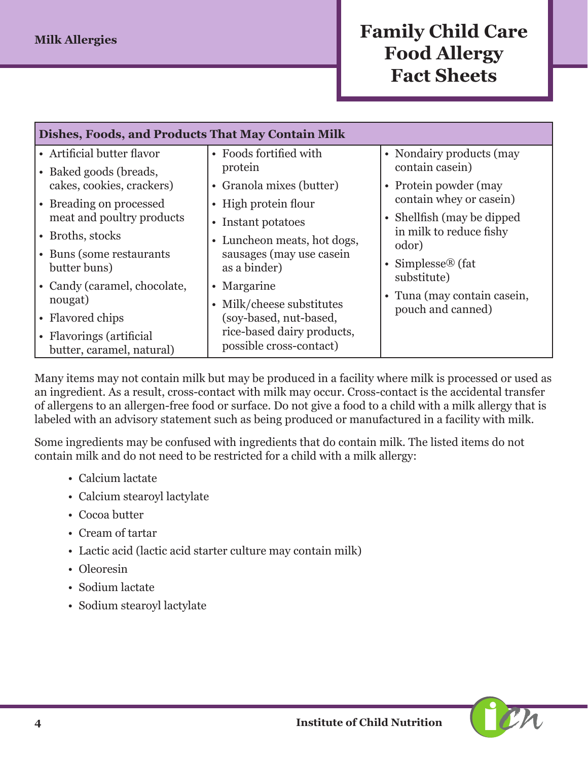| Dishes, Foods, and Products That May Contain Milk | | |
|---|---|---|
| • Artificial butter flavor<br>• Baked goods (breads, cakes, cookies, crackers)<br>• Breading on processed meat and poultry products<br>• Broths, stocks<br>• Buns (some restaurants butter buns)<br>• Candy (caramel, chocolate, nougat)<br>• Flavored chips<br>• Flavorings (artificial butter, caramel, natural) | • Foods fortified with protein<br>• Granola mixes (butter)<br>• High protein flour<br>• Instant potatoes<br>• Luncheon meats, hot dogs, sausages (may use casein as a binder)<br>• Margarine<br>• Milk/cheese substitutes (soy-based, nut-based, rice-based dairy products, possible cross-contact) | • Nondairy products (may contain casein)<br>• Protein powder (may contain whey or casein)<br>• Shellfish (may be dipped in milk to reduce fishy odor)<br>• Simplesse® (fat substitute)<br>• Tuna (may contain casein, pouch and canned) |

Many items may not contain milk but may be produced in a facility where milk is processed or used as an ingredient. As a result, cross-contact with milk may occur. Cross-contact is the accidental transfer of allergens to an allergen-free food or surface. Do not give a food to a child with a milk allergy that is labeled with an advisory statement such as being produced or manufactured in a facility with milk.

Some ingredients may be confused with ingredients that do contain milk. The listed items do not contain milk and do not need to be restricted for a child with a milk allergy:

- Calcium lactate
- Calcium stearoyl lactylate
- Cocoa butter
- Cream of tartar
- Lactic acid (lactic acid starter culture may contain milk)
- Oleoresin
- Sodium lactate
- Sodium stearoyl lactylate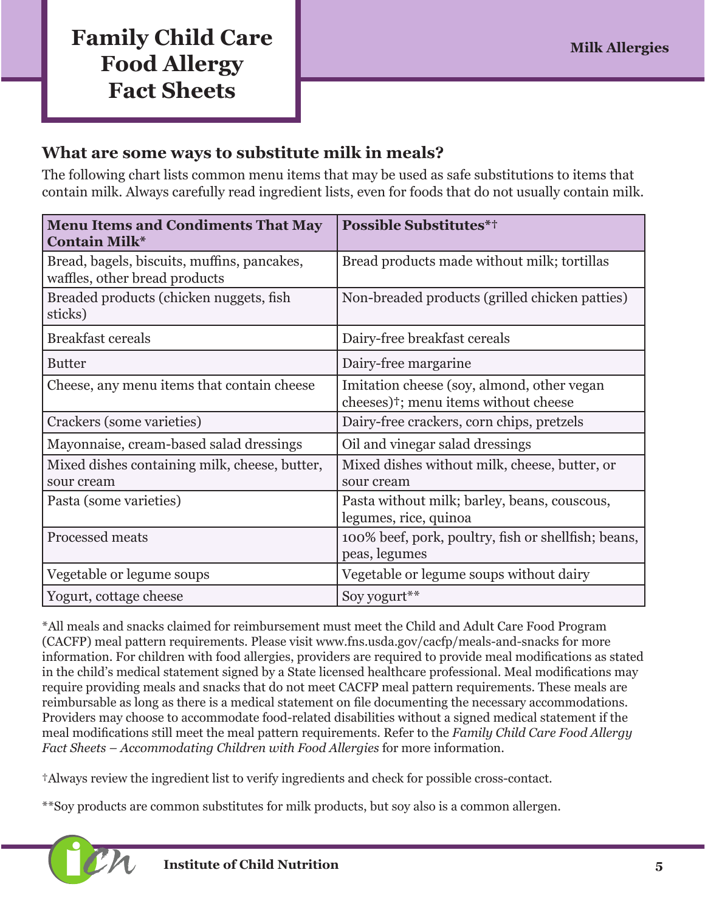## What are some ways to substitute milk in meals?

The following chart lists common menu items that may be used as safe substitutions to items that contain milk. Always carefully read ingredient lists, even for foods that do not usually contain milk.

| Menu Items and Condiments That May Contain Milk* | Possible Substitutes*† |
|---|---|
| Bread, bagels, biscuits, muffins, pancakes, waffles, other bread products | Bread products made without milk; tortillas |
| Breaded products (chicken nuggets, fish sticks) | Non-breaded products (grilled chicken patties) |
| Breakfast cereals | Dairy-free breakfast cereals |
| Butter | Dairy-free margarine |
| Cheese, any menu items that contain cheese | Imitation cheese (soy, almond, other vegan cheeses)†; menu items without cheese |
| Crackers (some varieties) | Dairy-free crackers, corn chips, pretzels |
| Mayonnaise, cream-based salad dressings | Oil and vinegar salad dressings |
| Mixed dishes containing milk, cheese, butter, sour cream | Mixed dishes without milk, cheese, butter, or sour cream |
| Pasta (some varieties) | Pasta without milk; barley, beans, couscous, legumes, rice, quinoa |
| Processed meats | 100% beef, pork, poultry, fish or shellfish; beans, peas, legumes |
| Vegetable or legume soups | Vegetable or legume soups without dairy |
| Yogurt, cottage cheese | Soy yogurt** |

*All meals and snacks claimed for reimbursement must meet the Child and Adult Care Food Program (CACFP) meal pattern requirements. Please visit www.fns.usda.gov/cacfp/meals-and-snacks for more information. For children with food allergies, providers are required to provide meal modifications as stated in the child's medical statement signed by a State licensed healthcare professional. Meal modifications may require providing meals and snacks that do not meet CACFP meal pattern requirements. These meals are reimbursable as long as there is a medical statement on file documenting the necessary accommodations. Providers may choose to accommodate food-related disabilities without a signed medical statement if the meal modifications still meet the meal pattern requirements. Refer to the *Family Child Care Food Allergy Fact Sheets – Accommodating Children with Food Allergies* for more information.

†Always review the ingredient list to verify ingredients and check for possible cross-contact.

**Soy products are common substitutes for milk products, but soy also is a common allergen.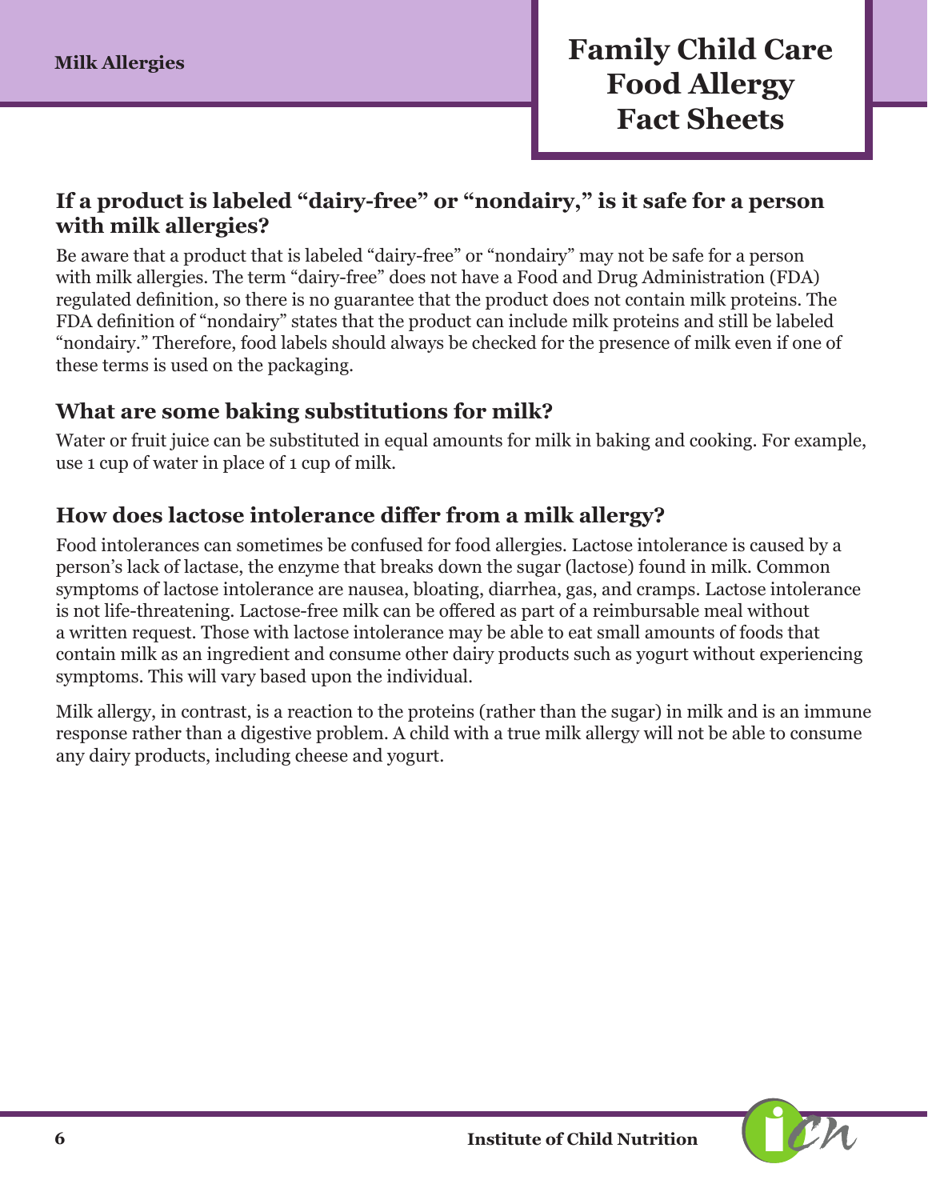## If a product is labeled "dairy-free" or "nondairy," is it safe for a person with milk allergies?

Be aware that a product that is labeled "dairy-free" or "nondairy" may not be safe for a person with milk allergies. The term "dairy-free" does not have a Food and Drug Administration (FDA) regulated definition, so there is no guarantee that the product does not contain milk proteins. The FDA definition of "nondairy" states that the product can include milk proteins and still be labeled "nondairy." Therefore, food labels should always be checked for the presence of milk even if one of these terms is used on the packaging.

## What are some baking substitutions for milk?

Water or fruit juice can be substituted in equal amounts for milk in baking and cooking. For example, use 1 cup of water in place of 1 cup of milk.

## How does lactose intolerance differ from a milk allergy?

Food intolerances can sometimes be confused for food allergies. Lactose intolerance is caused by a person's lack of lactase, the enzyme that breaks down the sugar (lactose) found in milk. Common symptoms of lactose intolerance are nausea, bloating, diarrhea, gas, and cramps. Lactose intolerance is not life-threatening. Lactose-free milk can be offered as part of a reimbursable meal without a written request. Those with lactose intolerance may be able to eat small amounts of foods that contain milk as an ingredient and consume other dairy products such as yogurt without experiencing symptoms. This will vary based upon the individual.

Milk allergy, in contrast, is a reaction to the proteins (rather than the sugar) in milk and is an immune response rather than a digestive problem. A child with a true milk allergy will not be able to consume any dairy products, including cheese and yogurt.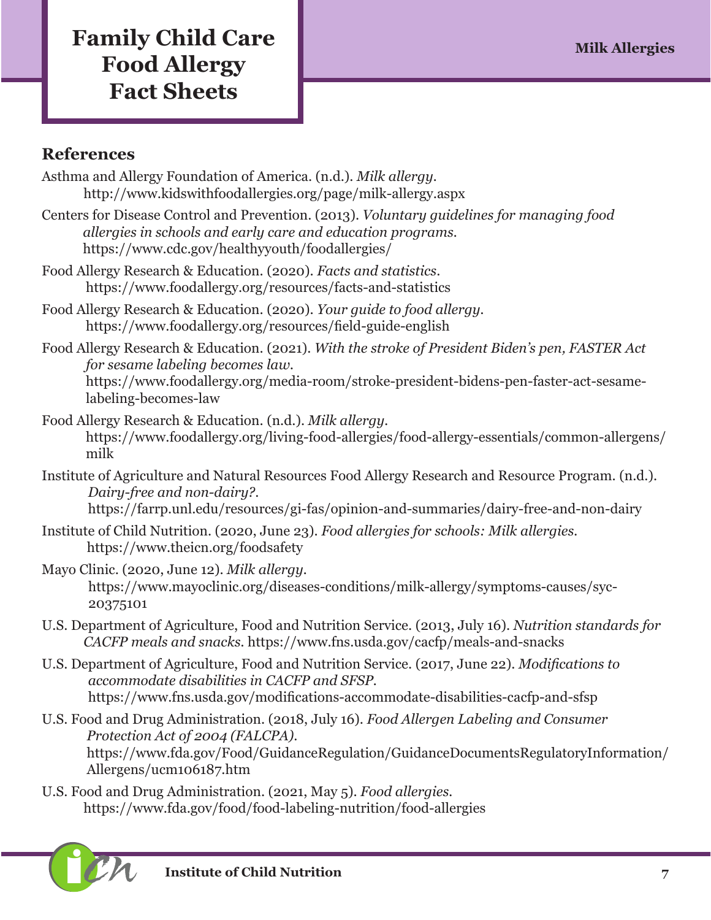## References

Asthma and Allergy Foundation of America. (n.d.). *Milk allergy*. http://www.kidswithfoodallergies.org/page/milk-allergy.aspx

Centers for Disease Control and Prevention. (2013). *Voluntary guidelines for managing food allergies in schools and early care and education programs*. https://www.cdc.gov/healthyyouth/foodallergies/

Food Allergy Research & Education. (2020). *Facts and statistics*. https://www.foodallergy.org/resources/facts-and-statistics

Food Allergy Research & Education. (2020). *Your guide to food allergy*. https://www.foodallergy.org/resources/field-guide-english

Food Allergy Research & Education. (2021). *With the stroke of President Biden's pen, FASTER Act for sesame labeling becomes law*. https://www.foodallergy.org/media-room/stroke-president-bidens-pen-faster-act-sesame-labeling-becomes-law

Food Allergy Research & Education. (n.d.). *Milk allergy*. https://www.foodallergy.org/living-food-allergies/food-allergy-essentials/common-allergens/milk

Institute of Agriculture and Natural Resources Food Allergy Research and Resource Program. (n.d.). *Dairy-free and non-dairy?*. https://farrp.unl.edu/resources/gi-fas/opinion-and-summaries/dairy-free-and-non-dairy

Institute of Child Nutrition. (2020, June 23). *Food allergies for schools: Milk allergies*. https://www.theicn.org/foodsafety

Mayo Clinic. (2020, June 12). *Milk allergy*. https://www.mayoclinic.org/diseases-conditions/milk-allergy/symptoms-causes/syc-20375101

U.S. Department of Agriculture, Food and Nutrition Service. (2013, July 16). *Nutrition standards for CACFP meals and snacks*. https://www.fns.usda.gov/cacfp/meals-and-snacks

U.S. Department of Agriculture, Food and Nutrition Service. (2017, June 22). *Modifications to accommodate disabilities in CACFP and SFSP*. https://www.fns.usda.gov/modifications-accommodate-disabilities-cacfp-and-sfsp

U.S. Food and Drug Administration. (2018, July 16). *Food Allergen Labeling and Consumer Protection Act of 2004 (FALCPA)*. https://www.fda.gov/Food/GuidanceRegulation/GuidanceDocumentsRegulatoryInformation/Allergens/ucm106187.htm

U.S. Food and Drug Administration. (2021, May 5). *Food allergies*. https://www.fda.gov/food/food-labeling-nutrition/food-allergies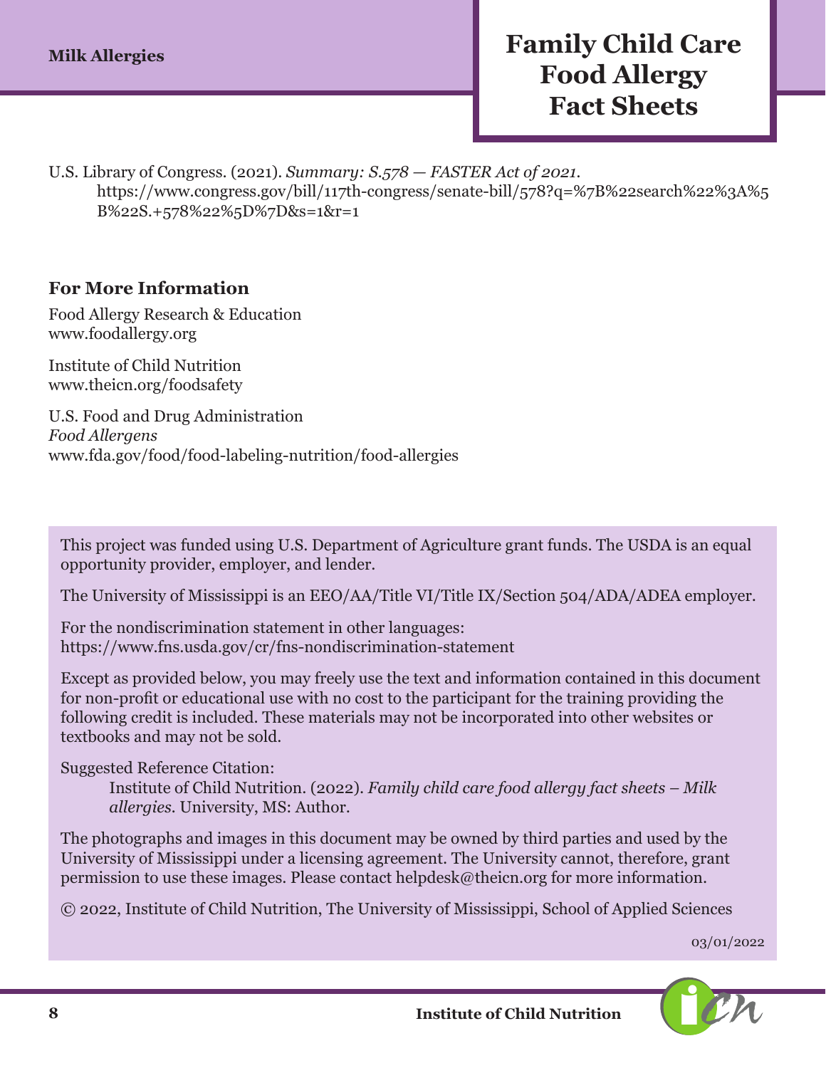U.S. Library of Congress. (2021). *Summary: S.578 — FASTER Act of 2021.* https://www.congress.gov/bill/117th-congress/senate-bill/578?q=%7B%22search%22%3A%5B%22S.+578%22%5D%7D&s=1&r=1

## For More Information

Food Allergy Research & Education
www.foodallergy.org

Institute of Child Nutrition
www.theicn.org/foodsafety

U.S. Food and Drug Administration
*Food Allergens*
www.fda.gov/food/food-labeling-nutrition/food-allergies

This project was funded using U.S. Department of Agriculture grant funds. The USDA is an equal opportunity provider, employer, and lender.

The University of Mississippi is an EEO/AA/Title VI/Title IX/Section 504/ADA/ADEA employer.

For the nondiscrimination statement in other languages:
https://www.fns.usda.gov/cr/fns-nondiscrimination-statement

Except as provided below, you may freely use the text and information contained in this document for non-profit or educational use with no cost to the participant for the training providing the following credit is included. These materials may not be incorporated into other websites or textbooks and may not be sold.

Suggested Reference Citation:

Institute of Child Nutrition. (2022). *Family child care food allergy fact sheets – Milk allergies.* University, MS: Author.

The photographs and images in this document may be owned by third parties and used by the University of Mississippi under a licensing agreement. The University cannot, therefore, grant permission to use these images. Please contact helpdesk@theicn.org for more information.

© 2022, Institute of Child Nutrition, The University of Mississippi, School of Applied Sciences

03/01/2022